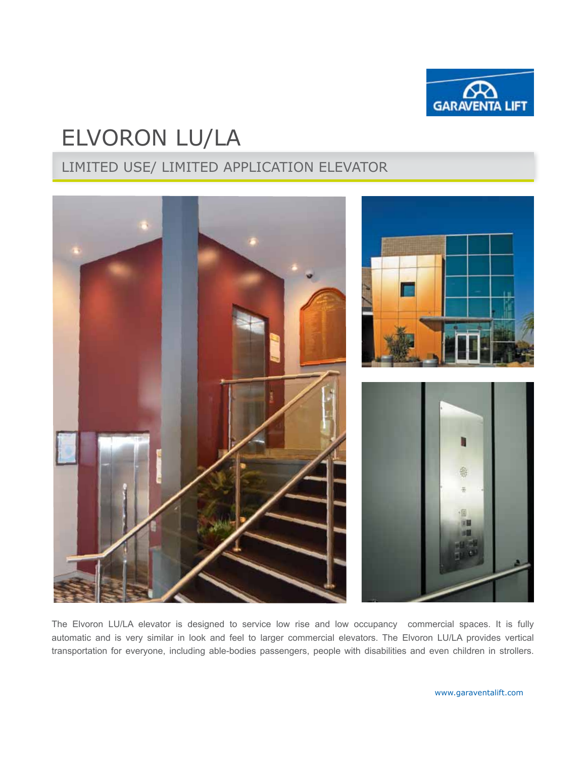GARAVENTA LIFT

# ELVORON LU/LA

## LIMITED USE/ LIMITED APPLICATION ELEVATOR

The Elvoron LU/LA elevator is designed to service low rise and low occupancy commercial spaces. It is fully automatic and is very similar in look and feel to larger commercial elevators. The Elvoron LU/LA provides vertical transportation for everyone, including able-bodies passengers, people with disabilities and even children in strollers.

www.garaventalift.com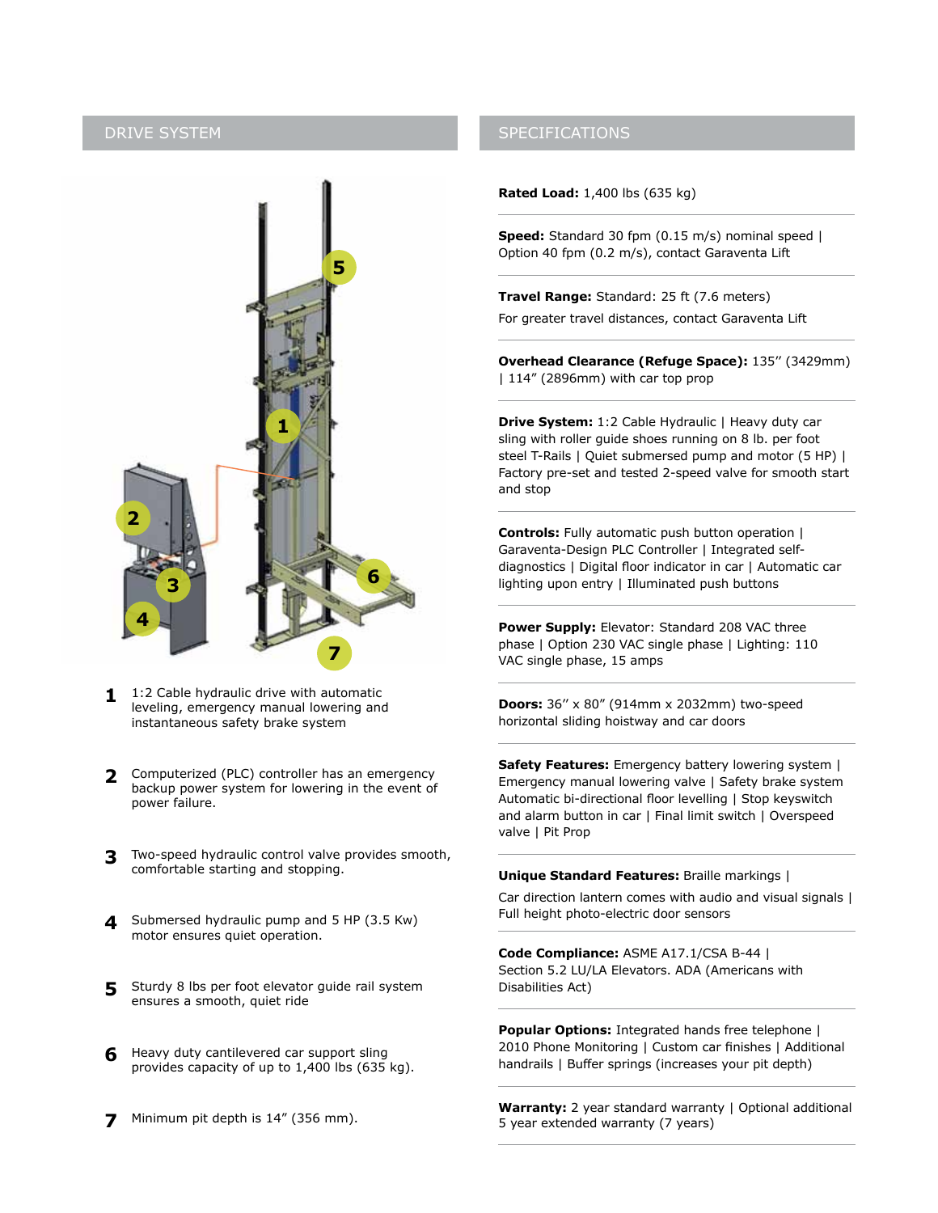## DRIVE SYSTEM

1. 1:2 Cable hydraulic drive with automatic leveling, emergency manual lowering and instantaneous safety brake system
2. Computerized (PLC) controller has an emergency backup power system for lowering in the event of power failure.
3. Two-speed hydraulic control valve provides smooth, comfortable starting and stopping.
4. Submersed hydraulic pump and 5 HP (3.5 Kw) motor ensures quiet operation.
5. Sturdy 8 lbs per foot elevator guide rail system ensures a smooth, quiet ride
6. Heavy duty cantilevered car support sling provides capacity of up to 1,400 lbs (635 kg).
7. Minimum pit depth is 14" (356 mm).

## SPECIFICATIONS

**Rated Load:** 1,400 lbs (635 kg)

**Speed:** Standard 30 fpm (0.15 m/s) nominal speed | Option 40 fpm (0.2 m/s), contact Garaventa Lift

**Travel Range:** Standard: 25 ft (7.6 meters)

For greater travel distances, contact Garaventa Lift

**Overhead Clearance (Refuge Space):** 135" (3429mm) | 114" (2896mm) with car top prop

**Drive System:** 1:2 Cable Hydraulic | Heavy duty car sling with roller guide shoes running on 8 lb. per foot steel T-Rails | Quiet submersed pump and motor (5 HP) | Factory pre-set and tested 2-speed valve for smooth start and stop

**Controls:** Fully automatic push button operation | Garaventa-Design PLC Controller | Integrated self-diagnostics | Digital floor indicator in car | Automatic car lighting upon entry | Illuminated push buttons

**Power Supply:** Elevator: Standard 208 VAC three phase | Option 230 VAC single phase | Lighting: 110 VAC single phase, 15 amps

**Doors:** 36" x 80" (914mm x 2032mm) two-speed horizontal sliding hoistway and car doors

**Safety Features:** Emergency battery lowering system | Emergency manual lowering valve | Safety brake system Automatic bi-directional floor levelling | Stop keyswitch and alarm button in car | Final limit switch | Overspeed valve | Pit Prop

**Unique Standard Features:** Braille markings |

Car direction lantern comes with audio and visual signals | Full height photo-electric door sensors

**Code Compliance:** ASME A17.1/CSA B-44 | Section 5.2 LU/LA Elevators. ADA (Americans with Disabilities Act)

**Popular Options:** Integrated hands free telephone | 2010 Phone Monitoring | Custom car finishes | Additional handrails | Buffer springs (increases your pit depth)

**Warranty:** 2 year standard warranty | Optional additional 5 year extended warranty (7 years)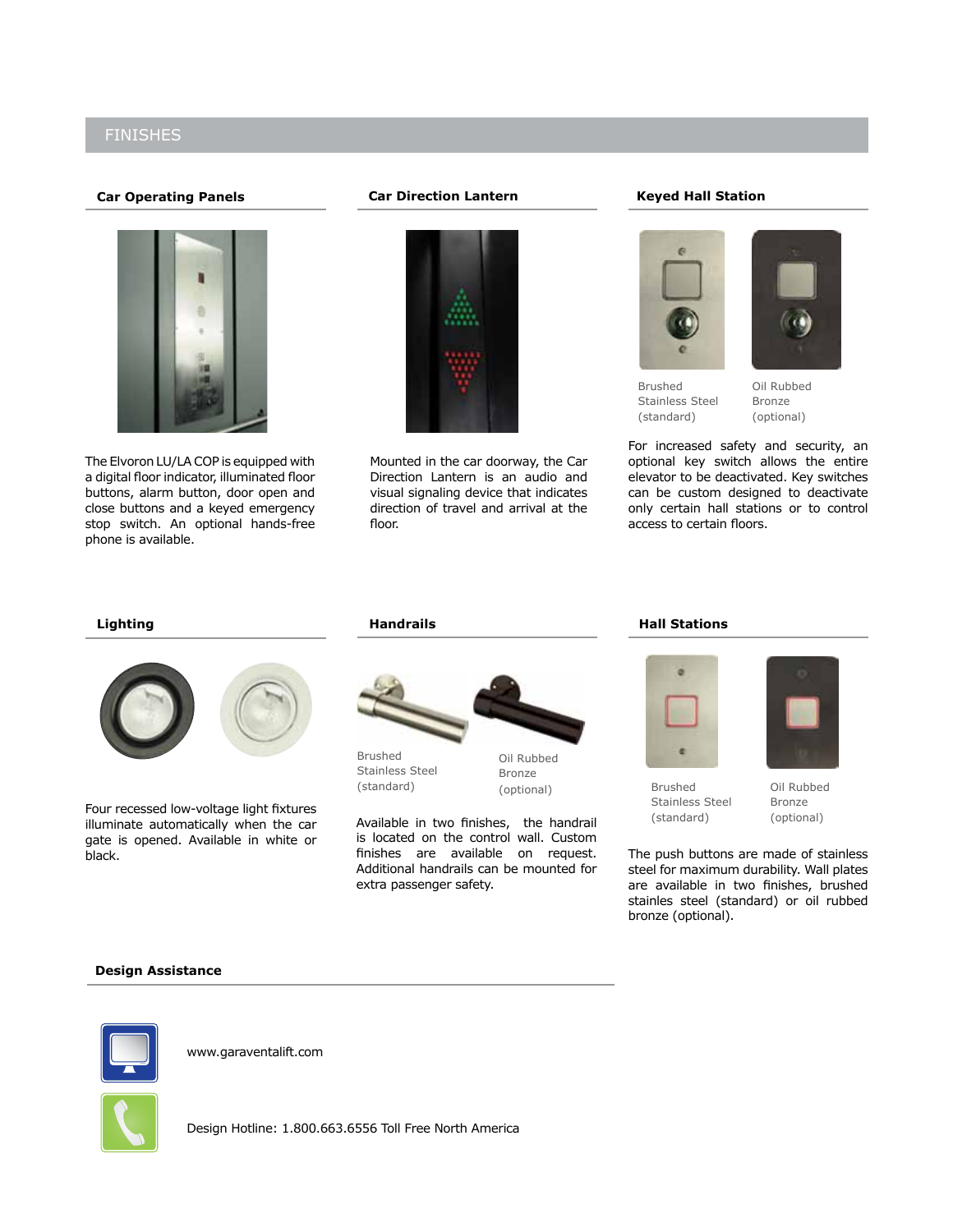# FINISHES

## Car Operating Panels

The Elvoron LU/LA COP is equipped with a digital floor indicator, illuminated floor buttons, alarm button, door open and close buttons and a keyed emergency stop switch. An optional hands-free phone is available.

## Car Direction Lantern

Mounted in the car doorway, the Car Direction Lantern is an audio and visual signaling device that indicates direction of travel and arrival at the floor.

## Keyed Hall Station

Brushed Stainless Steel (standard)

Oil Rubbed Bronze (optional)

For increased safety and security, an optional key switch allows the entire elevator to be deactivated. Key switches can be custom designed to deactivate only certain hall stations or to control access to certain floors.

## Lighting

Four recessed low-voltage light fixtures illuminate automatically when the car gate is opened. Available in white or black.

## Handrails

Brushed Stainless Steel (standard)

Oil Rubbed Bronze (optional)

Available in two finishes, the handrail is located on the control wall. Custom finishes are available on request. Additional handrails can be mounted for extra passenger safety.

## Hall Stations

Brushed Stainless Steel (standard)

Oil Rubbed Bronze (optional)

The push buttons are made of stainless steel for maximum durability. Wall plates are available in two finishes, brushed stainles steel (standard) or oil rubbed bronze (optional).

## Design Assistance

www.garaventalift.com

Design Hotline: 1.800.663.6556 Toll Free North America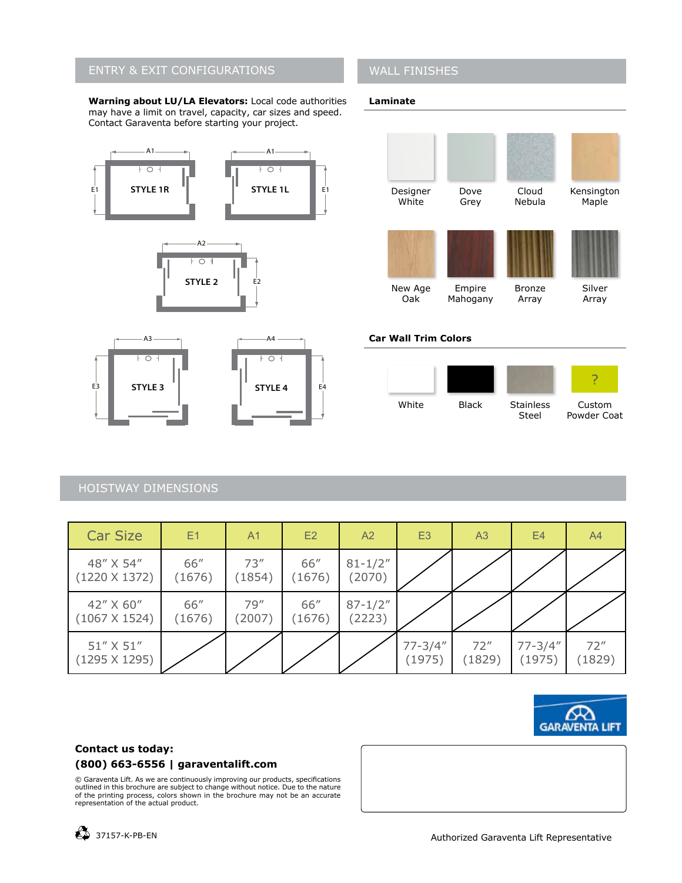## ENTRY & EXIT CONFIGURATIONS

**Warning about LU/LA Elevators:** Local code authorities may have a limit on travel, capacity, car sizes and speed. Contact Garaventa before starting your project.

A1
E1
STYLE 1R

A1
E1
STYLE 1L

A2
E2
STYLE 2

A3
E3
STYLE 3

A4
E4
STYLE 4

## WALL FINISHES

**Laminate**

Designer White
Dove Grey
Cloud Nebula
Kensington Maple
New Age Oak
Empire Mahogany
Bronze Array
Silver Array

**Car Wall Trim Colors**

White
Black
Stainless Steel
Custom Powder Coat

## HOISTWAY DIMENSIONS

| Car Size | E1 | A1 | E2 | A2 | E3 | A3 | E4 | A4 |
|---|---|---|---|---|---|---|---|---|
| 48″ X 54″ (1220 X 1372) | 66″ (1676) | 73″ (1854) | 66″ (1676) | 81-1/2″ (2070) | | | | |
| 42″ X 60″ (1067 X 1524) | 66″ (1676) | 79″ (2007) | 66″ (1676) | 87-1/2″ (2223) | | | | |
| 51″ X 51″ (1295 X 1295) | | | | | 77-3/4″ (1975) | 72″ (1829) | 77-3/4″ (1975) | 72″ (1829) |

GARAVENTA LIFT

**Contact us today:**
**(800) 663-6556 | garaventalift.com**

© Garaventa Lift. As we are continuously improving our products, specifications outlined in this brochure are subject to change without notice. Due to the nature of the printing process, colors shown in the brochure may not be an accurate representation of the actual product.

37157-K-PB-EN

Authorized Garaventa Lift Representative